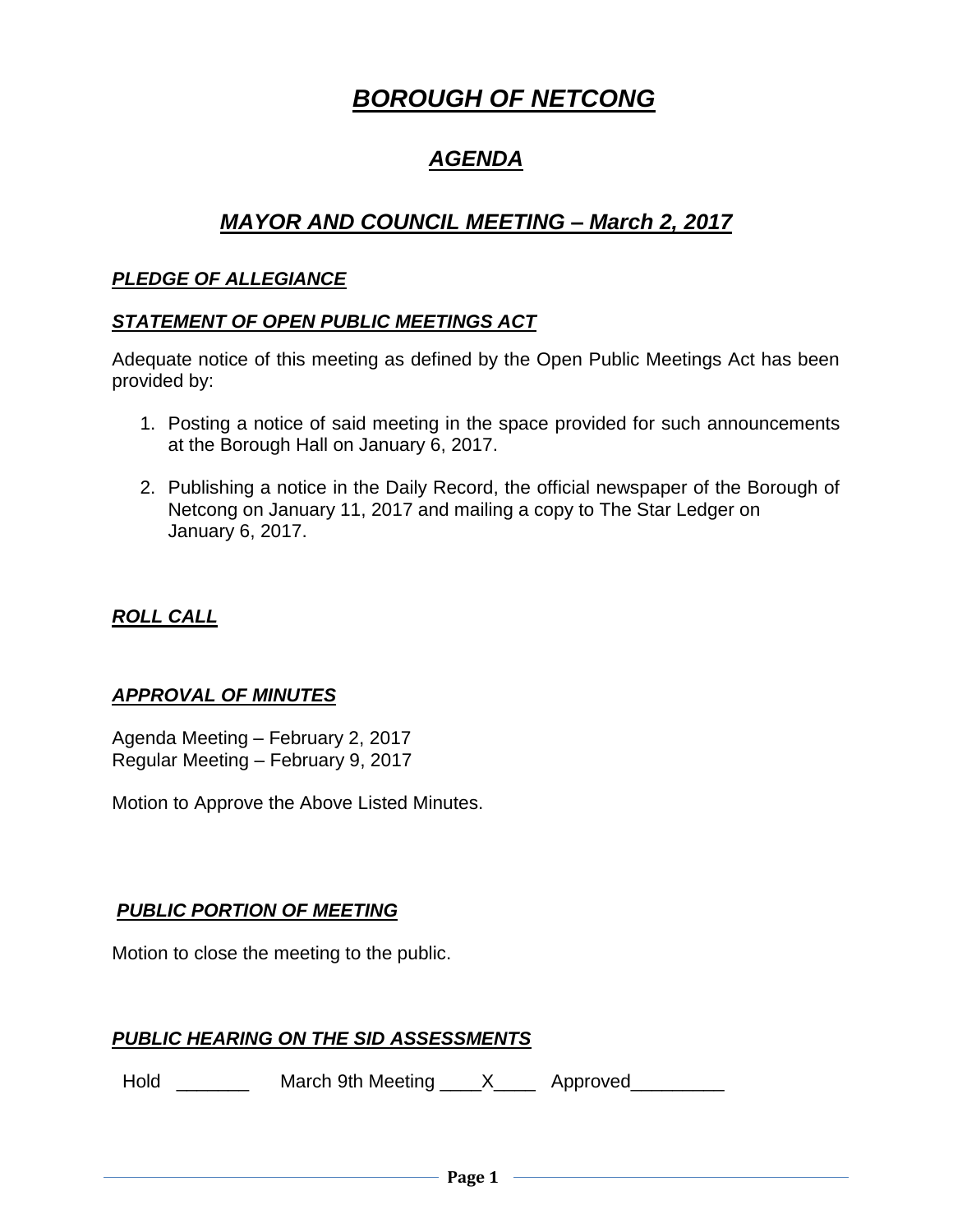# ***BOROUGH OF NETCONG***

## ***AGENDA***

## ***MAYOR AND COUNCIL MEETING – March 2, 2017***

### ***PLEDGE OF ALLEGIANCE***

### ***STATEMENT OF OPEN PUBLIC MEETINGS ACT***

Adequate notice of this meeting as defined by the Open Public Meetings Act has been provided by:

1. Posting a notice of said meeting in the space provided for such announcements at the Borough Hall on January 6, 2017.

2. Publishing a notice in the Daily Record, the official newspaper of the Borough of Netcong on January 11, 2017 and mailing a copy to The Star Ledger on January 6, 2017.

### ***ROLL CALL***

### ***APPROVAL OF MINUTES***

Agenda Meeting – February 2, 2017
Regular Meeting – February 9, 2017

Motion to Approve the Above Listed Minutes.

### ***PUBLIC PORTION OF MEETING***

Motion to close the meeting to the public.

### ***PUBLIC HEARING ON THE SID ASSESSMENTS***

Hold _______ March 9th Meeting ____X____ Approved_________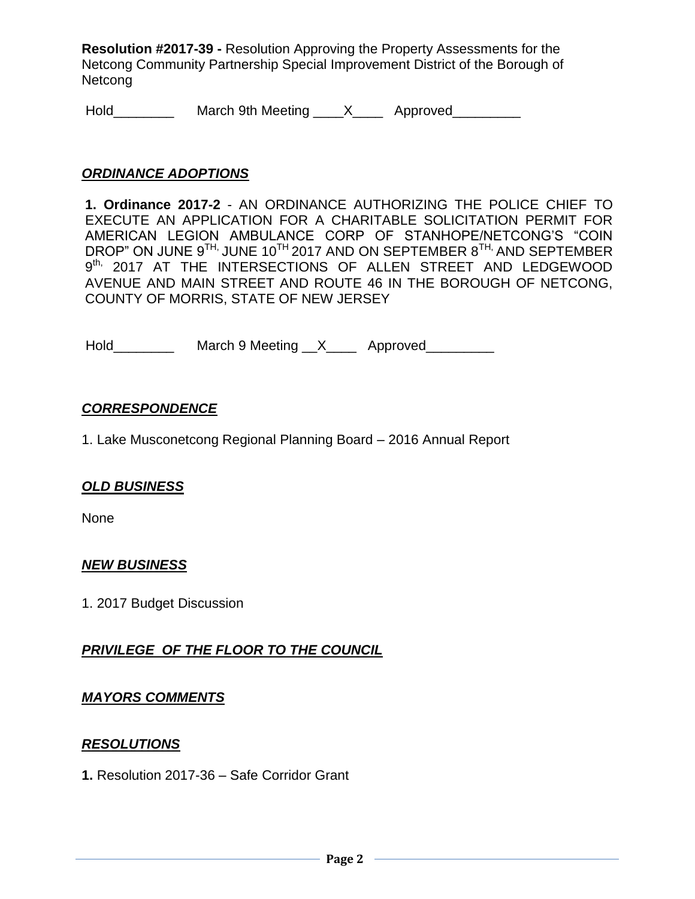**Resolution #2017-39 -** Resolution Approving the Property Assessments for the Netcong Community Partnership Special Improvement District of the Borough of Netcong

Hold________ March 9th Meeting ____X____ Approved_________

### ***ORDINANCE ADOPTIONS***

**1. Ordinance 2017-2** - AN ORDINANCE AUTHORIZING THE POLICE CHIEF TO EXECUTE AN APPLICATION FOR A CHARITABLE SOLICITATION PERMIT FOR AMERICAN LEGION AMBULANCE CORP OF STANHOPE/NETCONG'S "COIN DROP" ON JUNE 9TH, JUNE 10TH 2017 AND ON SEPTEMBER 8TH, AND SEPTEMBER 9th, 2017 AT THE INTERSECTIONS OF ALLEN STREET AND LEDGEWOOD AVENUE AND MAIN STREET AND ROUTE 46 IN THE BOROUGH OF NETCONG, COUNTY OF MORRIS, STATE OF NEW JERSEY

Hold________ March 9 Meeting __X____ Approved_________

### ***CORRESPONDENCE***

1. Lake Musconetcong Regional Planning Board – 2016 Annual Report

### ***OLD BUSINESS***

None

### ***NEW BUSINESS***

1. 2017 Budget Discussion

### ***PRIVILEGE OF THE FLOOR TO THE COUNCIL***

### ***MAYORS COMMENTS***

### ***RESOLUTIONS***

**1.** Resolution 2017-36 – Safe Corridor Grant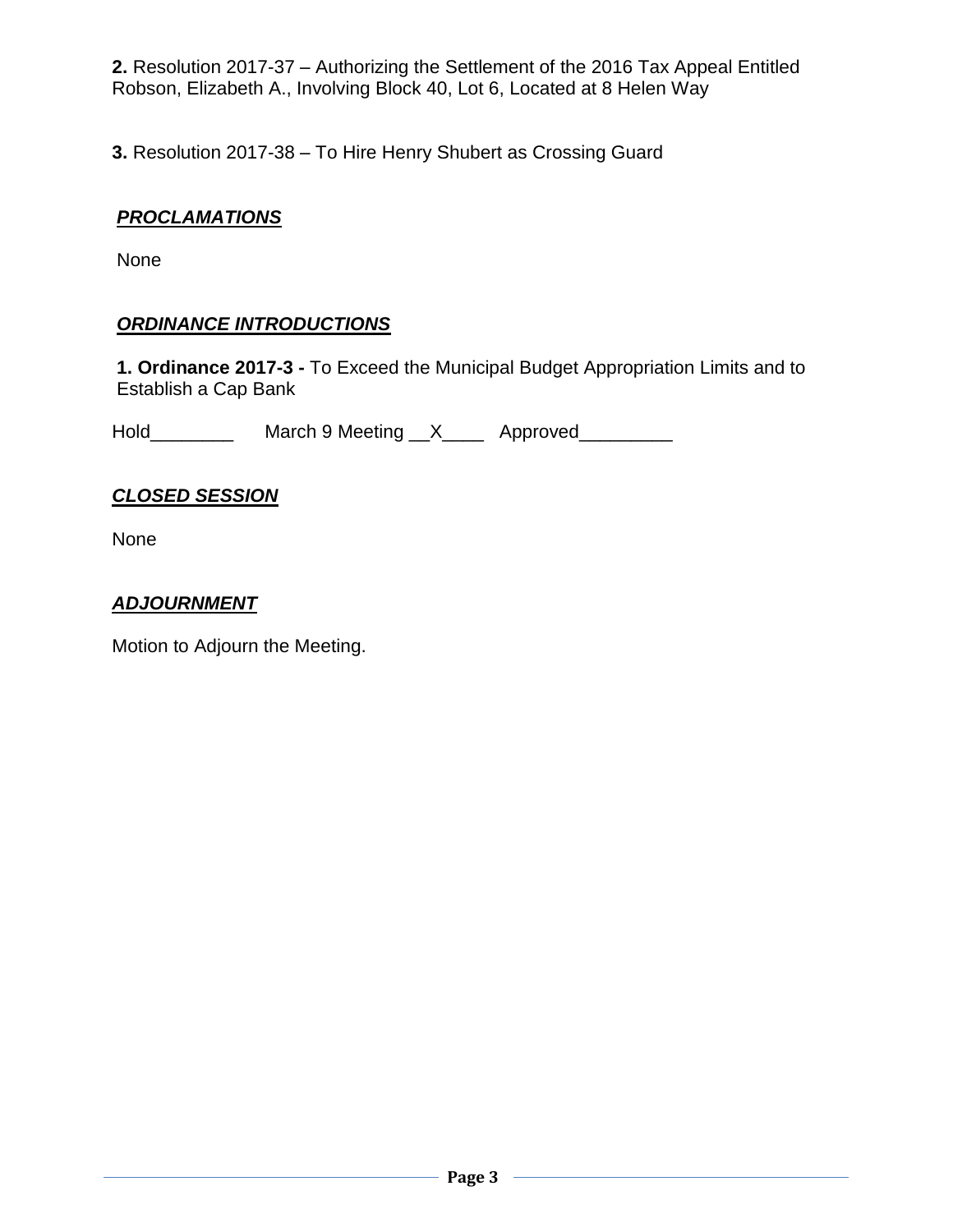**2.** Resolution 2017-37 – Authorizing the Settlement of the 2016 Tax Appeal Entitled Robson, Elizabeth A., Involving Block 40, Lot 6, Located at 8 Helen Way

**3.** Resolution 2017-38 – To Hire Henry Shubert as Crossing Guard

## ***PROCLAMATIONS***

None

## ***ORDINANCE INTRODUCTIONS***

**1. Ordinance 2017-3 -** To Exceed the Municipal Budget Appropriation Limits and to Establish a Cap Bank

Hold________ March 9 Meeting __X____ Approved_________

## ***CLOSED SESSION***

None

## ***ADJOURNMENT***

Motion to Adjourn the Meeting.